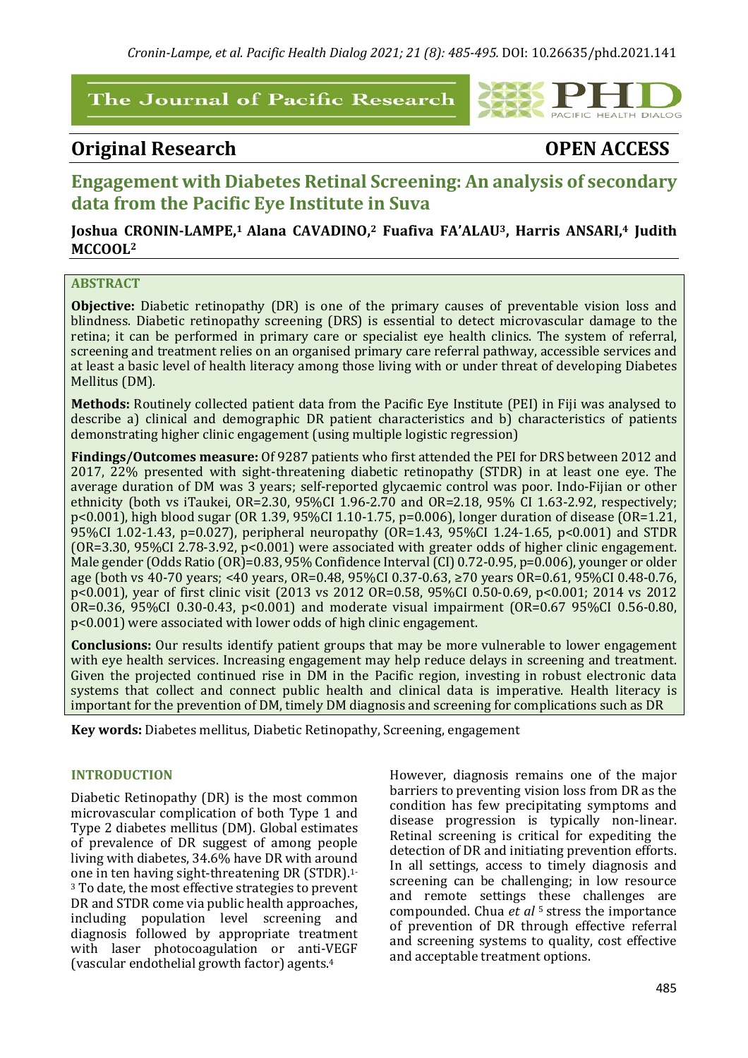## Original Research

**OPEN ACCESS**

# Engagement with Diabetes Retinal Screening: An analysis of secondary data from the Pacific Eye Institute in Suva

**Joshua CRONIN-LAMPE,[1] Alana CAVADINO,[2] Fuafiva FA'ALAU[3], Harris ANSARI,[4] Judith MCCOOL[2]**

### ABSTRACT

**Objective:** Diabetic retinopathy (DR) is one of the primary causes of preventable vision loss and blindness. Diabetic retinopathy screening (DRS) is essential to detect microvascular damage to the retina; it can be performed in primary care or specialist eye health clinics. The system of referral, screening and treatment relies on an organised primary care referral pathway, accessible services and at least a basic level of health literacy among those living with or under threat of developing Diabetes Mellitus (DM).

**Methods:** Routinely collected patient data from the Pacific Eye Institute (PEI) in Fiji was analysed to describe a) clinical and demographic DR patient characteristics and b) characteristics of patients demonstrating higher clinic engagement (using multiple logistic regression)

**Findings/Outcomes measure:** Of 9287 patients who first attended the PEI for DRS between 2012 and 2017, 22% presented with sight-threatening diabetic retinopathy (STDR) in at least one eye. The average duration of DM was 3 years; self-reported glycaemic control was poor. Indo-Fijian or other ethnicity (both vs iTaukei, OR=2.30, 95%CI 1.96-2.70 and OR=2.18, 95% CI 1.63-2.92, respectively; p<0.001), high blood sugar (OR 1.39, 95%CI 1.10-1.75, p=0.006), longer duration of disease (OR=1.21, 95%CI 1.02-1.43, p=0.027), peripheral neuropathy (OR=1.43, 95%CI 1.24-1.65, p<0.001) and STDR (OR=3.30, 95%CI 2.78-3.92, p<0.001) were associated with greater odds of higher clinic engagement. Male gender (Odds Ratio (OR)=0.83, 95% Confidence Interval (CI) 0.72-0.95, p=0.006), younger or older age (both vs 40-70 years; <40 years, OR=0.48, 95%CI 0.37-0.63, ≥70 years OR=0.61, 95%CI 0.48-0.76, p<0.001), year of first clinic visit (2013 vs 2012 OR=0.58, 95%CI 0.50-0.69, p<0.001; 2014 vs 2012 OR=0.36, 95%CI 0.30-0.43, p<0.001) and moderate visual impairment (OR=0.67 95%CI 0.56-0.80, p<0.001) were associated with lower odds of high clinic engagement.

**Conclusions:** Our results identify patient groups that may be more vulnerable to lower engagement with eye health services. Increasing engagement may help reduce delays in screening and treatment. Given the projected continued rise in DM in the Pacific region, investing in robust electronic data systems that collect and connect public health and clinical data is imperative. Health literacy is important for the prevention of DM, timely DM diagnosis and screening for complications such as DR

**Key words:** Diabetes mellitus, Diabetic Retinopathy, Screening, engagement

### INTRODUCTION

Diabetic Retinopathy (DR) is the most common microvascular complication of both Type 1 and Type 2 diabetes mellitus (DM). Global estimates of prevalence of DR suggest of among people living with diabetes, 34.6% have DR with around one in ten having sight-threatening DR (STDR).[1-3] To date, the most effective strategies to prevent DR and STDR come via public health approaches, including population level screening and diagnosis followed by appropriate treatment with laser photocoagulation or anti-VEGF (vascular endothelial growth factor) agents.[4]

However, diagnosis remains one of the major barriers to preventing vision loss from DR as the condition has few precipitating symptoms and disease progression is typically non-linear. Retinal screening is critical for expediting the detection of DR and initiating prevention efforts. In all settings, access to timely diagnosis and screening can be challenging; in low resource and remote settings these challenges are compounded. Chua *et al* [5] stress the importance of prevention of DR through effective referral and screening systems to quality, cost effective and acceptable treatment options.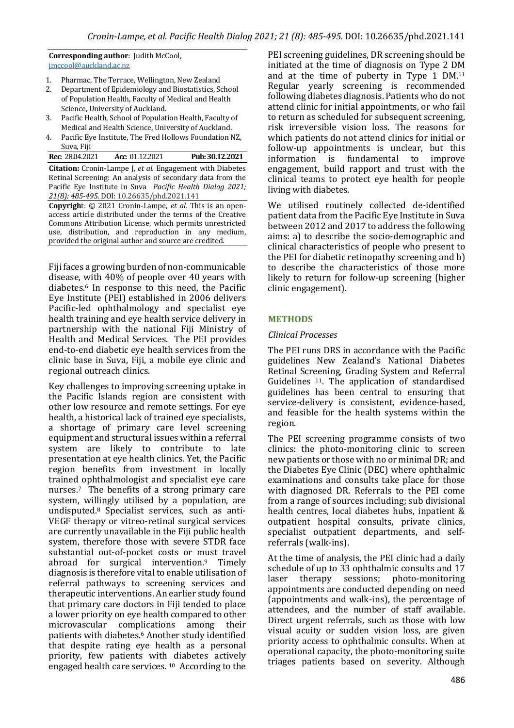**Corresponding author**: Judith McCool, jmccool@auckland.ac.nz

1. Pharmac, The Terrace, Wellington, New Zealand
2. Department of Epidemiology and Biostatistics, School of Population Health, Faculty of Medical and Health Science, University of Auckland.
3. Pacific Health, School of Population Health, Faculty of Medical and Health Science, University of Auckland.
4. Pacific Eye Institute, The Fred Hollows Foundation NZ, Suva, Fiji

**Rec**: 28.04.2021 **Acc**: 01.12.2021 **Pub: 30.12.2021**

**Citation:** Cronin-Lampe J, *et al.* Engagement with Diabetes Retinal Screening: An analysis of secondary data from the Pacific Eye Institute in Suva *Pacific Health Dialog 2021; 21(8): 485-495.* DOI: 10.26635/phd.2021.141

**Copyright**: © 2021 Cronin-Lampe, *et al.* This is an open-access article distributed under the terms of the Creative Commons Attribution License, which permits unrestricted use, distribution, and reproduction in any medium, provided the original author and source are credited.

Fiji faces a growing burden of non-communicable disease, with 40% of people over 40 years with diabetes.[6] In response to this need, the Pacific Eye Institute (PEI) established in 2006 delivers Pacific-led ophthalmology and specialist eye health training and eye health service delivery in partnership with the national Fiji Ministry of Health and Medical Services. The PEI provides end-to-end diabetic eye health services from the clinic base in Suva, Fiji, a mobile eye clinic and regional outreach clinics.

Key challenges to improving screening uptake in the Pacific Islands region are consistent with other low resource and remote settings. For eye health, a historical lack of trained eye specialists, a shortage of primary care level screening equipment and structural issues within a referral system are likely to contribute to late presentation at eye health clinics. Yet, the Pacific region benefits from investment in locally trained ophthalmologist and specialist eye care nurses.[7] The benefits of a strong primary care system, willingly utilised by a population, are undisputed.[8] Specialist services, such as anti-VEGF therapy or vitreo-retinal surgical services are currently unavailable in the Fiji public health system, therefore those with severe STDR face substantial out-of-pocket costs or must travel abroad for surgical intervention.[9] Timely diagnosis is therefore vital to enable utilisation of referral pathways to screening services and therapeutic interventions. An earlier study found that primary care doctors in Fiji tended to place a lower priority on eye health compared to other microvascular complications among their patients with diabetes.[6] Another study identified that despite rating eye health as a personal priority, few patients with diabetes actively engaged health care services. [10] According to the PEI screening guidelines, DR screening should be initiated at the time of diagnosis on Type 2 DM and at the time of puberty in Type 1 DM.[11] Regular yearly screening is recommended following diabetes diagnosis. Patients who do not attend clinic for initial appointments, or who fail to return as scheduled for subsequent screening, risk irreversible vision loss. The reasons for which patients do not attend clinics for initial or follow-up appointments is unclear, but this information is fundamental to improve engagement, build rapport and trust with the clinical teams to protect eye health for people living with diabetes.

We utilised routinely collected de-identified patient data from the Pacific Eye Institute in Suva between 2012 and 2017 to address the following aims: a) to describe the socio-demographic and clinical characteristics of people who present to the PEI for diabetic retinopathy screening and b) to describe the characteristics of those more likely to return for follow-up screening (higher clinic engagement).

## METHODS

### *Clinical Processes*

The PEI runs DRS in accordance with the Pacific guidelines New Zealand's National Diabetes Retinal Screening, Grading System and Referral Guidelines [11]. The application of standardised guidelines has been central to ensuring that service-delivery is consistent, evidence-based, and feasible for the health systems within the region.

The PEI screening programme consists of two clinics: the photo-monitoring clinic to screen new patients or those with no or minimal DR; and the Diabetes Eye Clinic (DEC) where ophthalmic examinations and consults take place for those with diagnosed DR. Referrals to the PEI come from a range of sources including; sub divisional health centres, local diabetes hubs, inpatient & outpatient hospital consults, private clinics, specialist outpatient departments, and self-referrals (walk-ins).

At the time of analysis, the PEI clinic had a daily schedule of up to 33 ophthalmic consults and 17 laser therapy sessions; photo-monitoring appointments are conducted depending on need (appointments and walk-ins), the percentage of attendees, and the number of staff available. Direct urgent referrals, such as those with low visual acuity or sudden vision loss, are given priority access to ophthalmic consults. When at operational capacity, the photo-monitoring suite triages patients based on severity. Although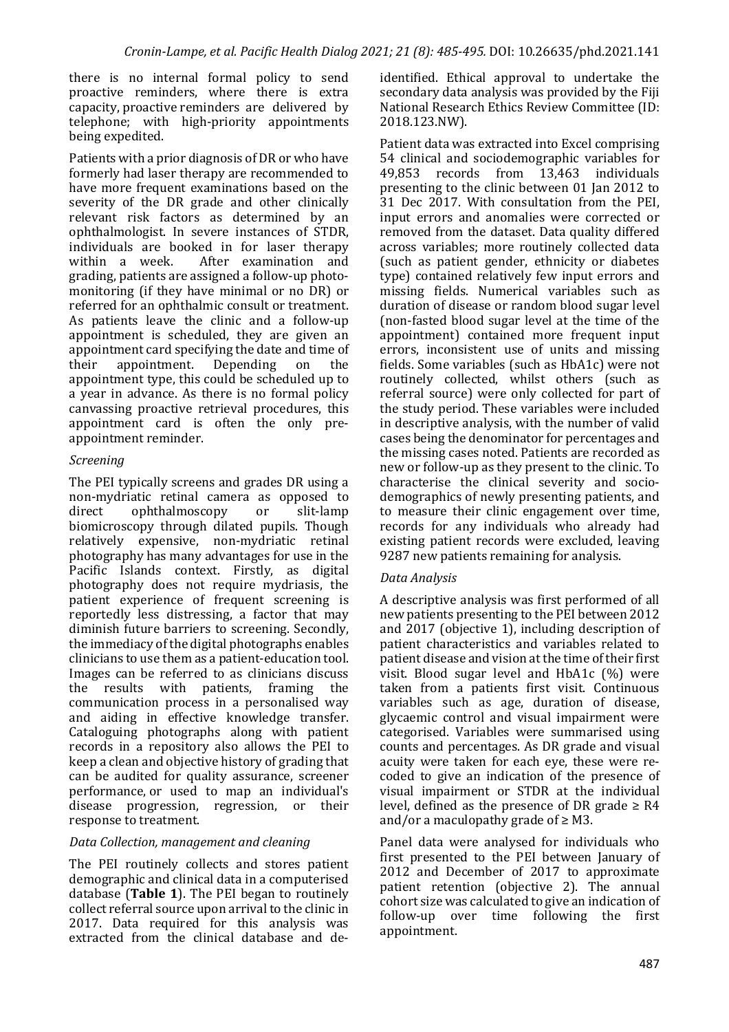there is no internal formal policy to send proactive reminders, where there is extra capacity, proactive reminders are delivered by telephone; with high-priority appointments being expedited.

Patients with a prior diagnosis of DR or who have formerly had laser therapy are recommended to have more frequent examinations based on the severity of the DR grade and other clinically relevant risk factors as determined by an ophthalmologist. In severe instances of STDR, individuals are booked in for laser therapy within a week. After examination and grading, patients are assigned a follow-up photo-monitoring (if they have minimal or no DR) or referred for an ophthalmic consult or treatment. As patients leave the clinic and a follow-up appointment is scheduled, they are given an appointment card specifying the date and time of their appointment. Depending on the appointment type, this could be scheduled up to a year in advance. As there is no formal policy canvassing proactive retrieval procedures, this appointment card is often the only pre-appointment reminder.

### *Screening*

The PEI typically screens and grades DR using a non-mydriatic retinal camera as opposed to direct ophthalmoscopy or slit-lamp biomicroscopy through dilated pupils. Though relatively expensive, non-mydriatic retinal photography has many advantages for use in the Pacific Islands context. Firstly, as digital photography does not require mydriasis, the patient experience of frequent screening is reportedly less distressing, a factor that may diminish future barriers to screening. Secondly, the immediacy of the digital photographs enables clinicians to use them as a patient-education tool. Images can be referred to as clinicians discuss the results with patients, framing the communication process in a personalised way and aiding in effective knowledge transfer. Cataloguing photographs along with patient records in a repository also allows the PEI to keep a clean and objective history of grading that can be audited for quality assurance, screener performance, or used to map an individual's disease progression, regression, or their response to treatment.

### *Data Collection, management and cleaning*

The PEI routinely collects and stores patient demographic and clinical data in a computerised database (**Table 1**). The PEI began to routinely collect referral source upon arrival to the clinic in 2017. Data required for this analysis was extracted from the clinical database and de-identified. Ethical approval to undertake the secondary data analysis was provided by the Fiji National Research Ethics Review Committee (ID: 2018.123.NW).

Patient data was extracted into Excel comprising 54 clinical and sociodemographic variables for 49,853 records from 13,463 individuals presenting to the clinic between 01 Jan 2012 to 31 Dec 2017. With consultation from the PEI, input errors and anomalies were corrected or removed from the dataset. Data quality differed across variables; more routinely collected data (such as patient gender, ethnicity or diabetes type) contained relatively few input errors and missing fields. Numerical variables such as duration of disease or random blood sugar level (non-fasted blood sugar level at the time of the appointment) contained more frequent input errors, inconsistent use of units and missing fields. Some variables (such as HbA1c) were not routinely collected, whilst others (such as referral source) were only collected for part of the study period. These variables were included in descriptive analysis, with the number of valid cases being the denominator for percentages and the missing cases noted. Patients are recorded as new or follow-up as they present to the clinic. To characterise the clinical severity and socio-demographics of newly presenting patients, and to measure their clinic engagement over time, records for any individuals who already had existing patient records were excluded, leaving 9287 new patients remaining for analysis.

### *Data Analysis*

A descriptive analysis was first performed of all new patients presenting to the PEI between 2012 and 2017 (objective 1), including description of patient characteristics and variables related to patient disease and vision at the time of their first visit. Blood sugar level and HbA1c (%) were taken from a patients first visit. Continuous variables such as age, duration of disease, glycaemic control and visual impairment were categorised. Variables were summarised using counts and percentages. As DR grade and visual acuity were taken for each eye, these were re-coded to give an indication of the presence of visual impairment or STDR at the individual level, defined as the presence of DR grade ≥ R4 and/or a maculopathy grade of ≥ M3.

Panel data were analysed for individuals who first presented to the PEI between January of 2012 and December of 2017 to approximate patient retention (objective 2). The annual cohort size was calculated to give an indication of follow-up over time following the first appointment.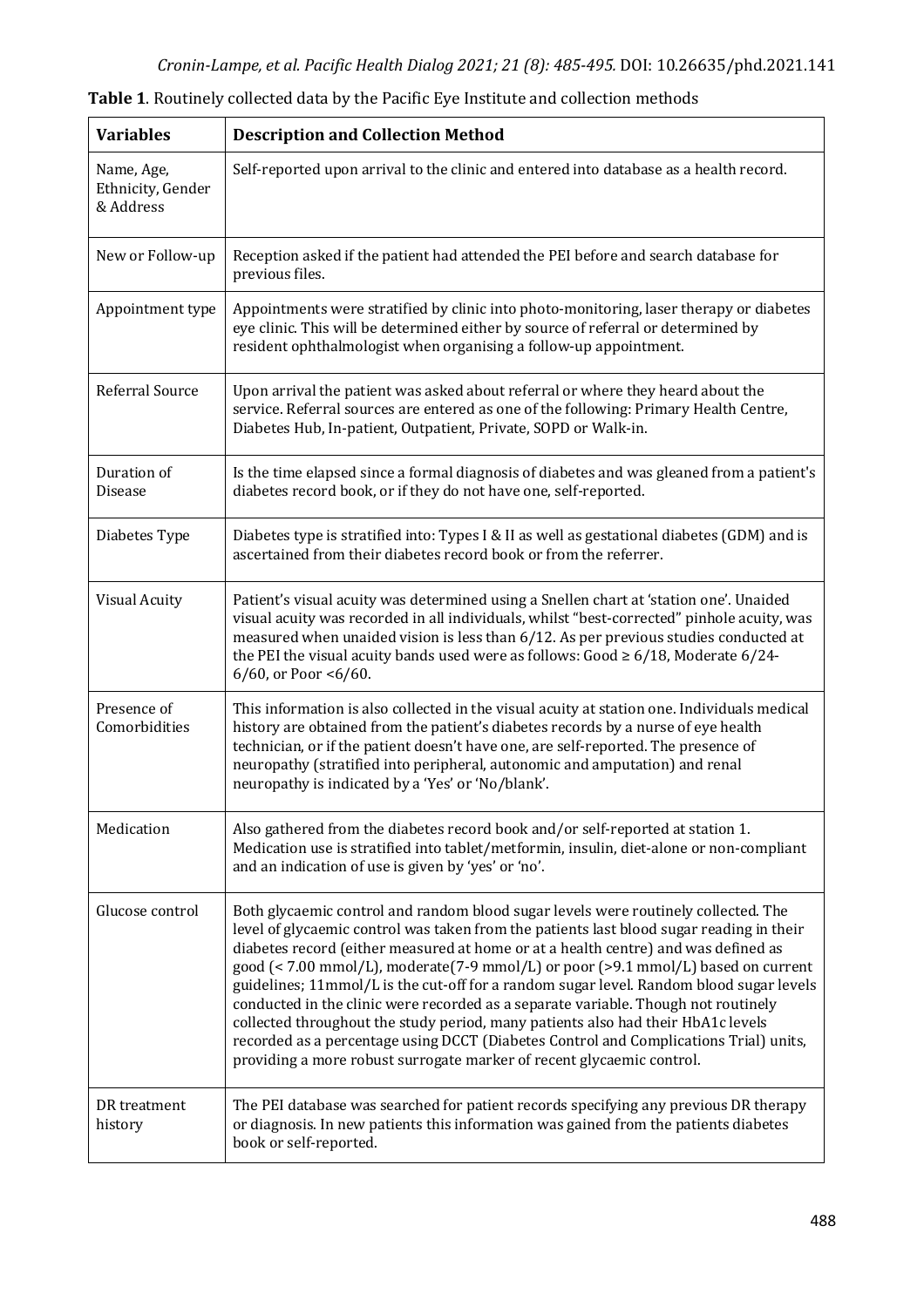**Table 1**. Routinely collected data by the Pacific Eye Institute and collection methods

| Variables | Description and Collection Method |
|---|---|
| Name, Age, Ethnicity, Gender & Address | Self-reported upon arrival to the clinic and entered into database as a health record. |
| New or Follow-up | Reception asked if the patient had attended the PEI before and search database for previous files. |
| Appointment type | Appointments were stratified by clinic into photo-monitoring, laser therapy or diabetes eye clinic. This will be determined either by source of referral or determined by resident ophthalmologist when organising a follow-up appointment. |
| Referral Source | Upon arrival the patient was asked about referral or where they heard about the service. Referral sources are entered as one of the following: Primary Health Centre, Diabetes Hub, In-patient, Outpatient, Private, SOPD or Walk-in. |
| Duration of Disease | Is the time elapsed since a formal diagnosis of diabetes and was gleaned from a patient's diabetes record book, or if they do not have one, self-reported. |
| Diabetes Type | Diabetes type is stratified into: Types I & II as well as gestational diabetes (GDM) and is ascertained from their diabetes record book or from the referrer. |
| Visual Acuity | Patient's visual acuity was determined using a Snellen chart at 'station one'. Unaided visual acuity was recorded in all individuals, whilst "best-corrected" pinhole acuity, was measured when unaided vision is less than 6/12. As per previous studies conducted at the PEI the visual acuity bands used were as follows: Good ≥ 6/18, Moderate 6/24-6/60, or Poor <6/60. |
| Presence of Comorbidities | This information is also collected in the visual acuity at station one. Individuals medical history are obtained from the patient's diabetes records by a nurse of eye health technician, or if the patient doesn't have one, are self-reported. The presence of neuropathy (stratified into peripheral, autonomic and amputation) and renal neuropathy is indicated by a 'Yes' or 'No/blank'. |
| Medication | Also gathered from the diabetes record book and/or self-reported at station 1. Medication use is stratified into tablet/metformin, insulin, diet-alone or non-compliant and an indication of use is given by 'yes' or 'no'. |
| Glucose control | Both glycaemic control and random blood sugar levels were routinely collected. The level of glycaemic control was taken from the patients last blood sugar reading in their diabetes record (either measured at home or at a health centre) and was defined as good (< 7.00 mmol/L), moderate(7-9 mmol/L) or poor (>9.1 mmol/L) based on current guidelines; 11mmol/L is the cut-off for a random sugar level. Random blood sugar levels conducted in the clinic were recorded as a separate variable. Though not routinely collected throughout the study period, many patients also had their HbA1c levels recorded as a percentage using DCCT (Diabetes Control and Complications Trial) units, providing a more robust surrogate marker of recent glycaemic control. |
| DR treatment history | The PEI database was searched for patient records specifying any previous DR therapy or diagnosis. In new patients this information was gained from the patients diabetes book or self-reported. |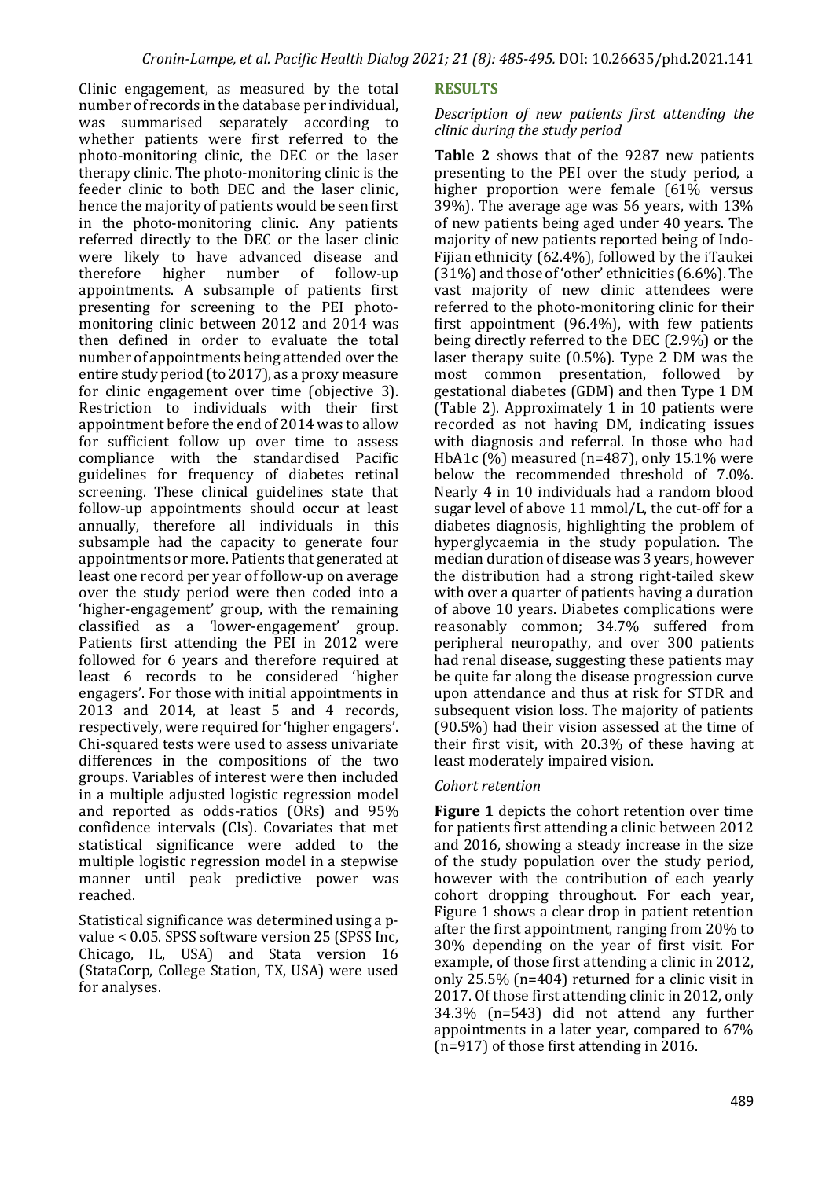Clinic engagement, as measured by the total number of records in the database per individual, was summarised separately according to whether patients were first referred to the photo-monitoring clinic, the DEC or the laser therapy clinic. The photo-monitoring clinic is the feeder clinic to both DEC and the laser clinic, hence the majority of patients would be seen first in the photo-monitoring clinic. Any patients referred directly to the DEC or the laser clinic were likely to have advanced disease and therefore higher number of follow-up appointments. A subsample of patients first presenting for screening to the PEI photo-monitoring clinic between 2012 and 2014 was then defined in order to evaluate the total number of appointments being attended over the entire study period (to 2017), as a proxy measure for clinic engagement over time (objective 3). Restriction to individuals with their first appointment before the end of 2014 was to allow for sufficient follow up over time to assess compliance with the standardised Pacific guidelines for frequency of diabetes retinal screening. These clinical guidelines state that follow-up appointments should occur at least annually, therefore all individuals in this subsample had the capacity to generate four appointments or more. Patients that generated at least one record per year of follow-up on average over the study period were then coded into a 'higher-engagement' group, with the remaining classified as a 'lower-engagement' group. Patients first attending the PEI in 2012 were followed for 6 years and therefore required at least 6 records to be considered 'higher engagers'. For those with initial appointments in 2013 and 2014, at least 5 and 4 records, respectively, were required for 'higher engagers'. Chi-squared tests were used to assess univariate differences in the compositions of the two groups. Variables of interest were then included in a multiple adjusted logistic regression model and reported as odds-ratios (ORs) and 95% confidence intervals (CIs). Covariates that met statistical significance were added to the multiple logistic regression model in a stepwise manner until peak predictive power was reached.

Statistical significance was determined using a p-value < 0.05. SPSS software version 25 (SPSS Inc, Chicago, IL, USA) and Stata version 16 (StataCorp, College Station, TX, USA) were used for analyses.

## RESULTS

*Description of new patients first attending the clinic during the study period*

**Table 2** shows that of the 9287 new patients presenting to the PEI over the study period, a higher proportion were female (61% versus 39%). The average age was 56 years, with 13% of new patients being aged under 40 years. The majority of new patients reported being of Indo-Fijian ethnicity (62.4%), followed by the iTaukei (31%) and those of 'other' ethnicities (6.6%). The vast majority of new clinic attendees were referred to the photo-monitoring clinic for their first appointment (96.4%), with few patients being directly referred to the DEC (2.9%) or the laser therapy suite (0.5%). Type 2 DM was the most common presentation, followed by gestational diabetes (GDM) and then Type 1 DM (Table 2). Approximately 1 in 10 patients were recorded as not having DM, indicating issues with diagnosis and referral. In those who had HbA1c (%) measured (n=487), only 15.1% were below the recommended threshold of 7.0%. Nearly 4 in 10 individuals had a random blood sugar level of above 11 mmol/L, the cut-off for a diabetes diagnosis, highlighting the problem of hyperglycaemia in the study population. The median duration of disease was 3 years, however the distribution had a strong right-tailed skew with over a quarter of patients having a duration of above 10 years. Diabetes complications were reasonably common; 34.7% suffered from peripheral neuropathy, and over 300 patients had renal disease, suggesting these patients may be quite far along the disease progression curve upon attendance and thus at risk for STDR and subsequent vision loss. The majority of patients (90.5%) had their vision assessed at the time of their first visit, with 20.3% of these having at least moderately impaired vision.

*Cohort retention*

**Figure 1** depicts the cohort retention over time for patients first attending a clinic between 2012 and 2016, showing a steady increase in the size of the study population over the study period, however with the contribution of each yearly cohort dropping throughout. For each year, Figure 1 shows a clear drop in patient retention after the first appointment, ranging from 20% to 30% depending on the year of first visit. For example, of those first attending a clinic in 2012, only 25.5% (n=404) returned for a clinic visit in 2017. Of those first attending clinic in 2012, only 34.3% (n=543) did not attend any further appointments in a later year, compared to 67% (n=917) of those first attending in 2016.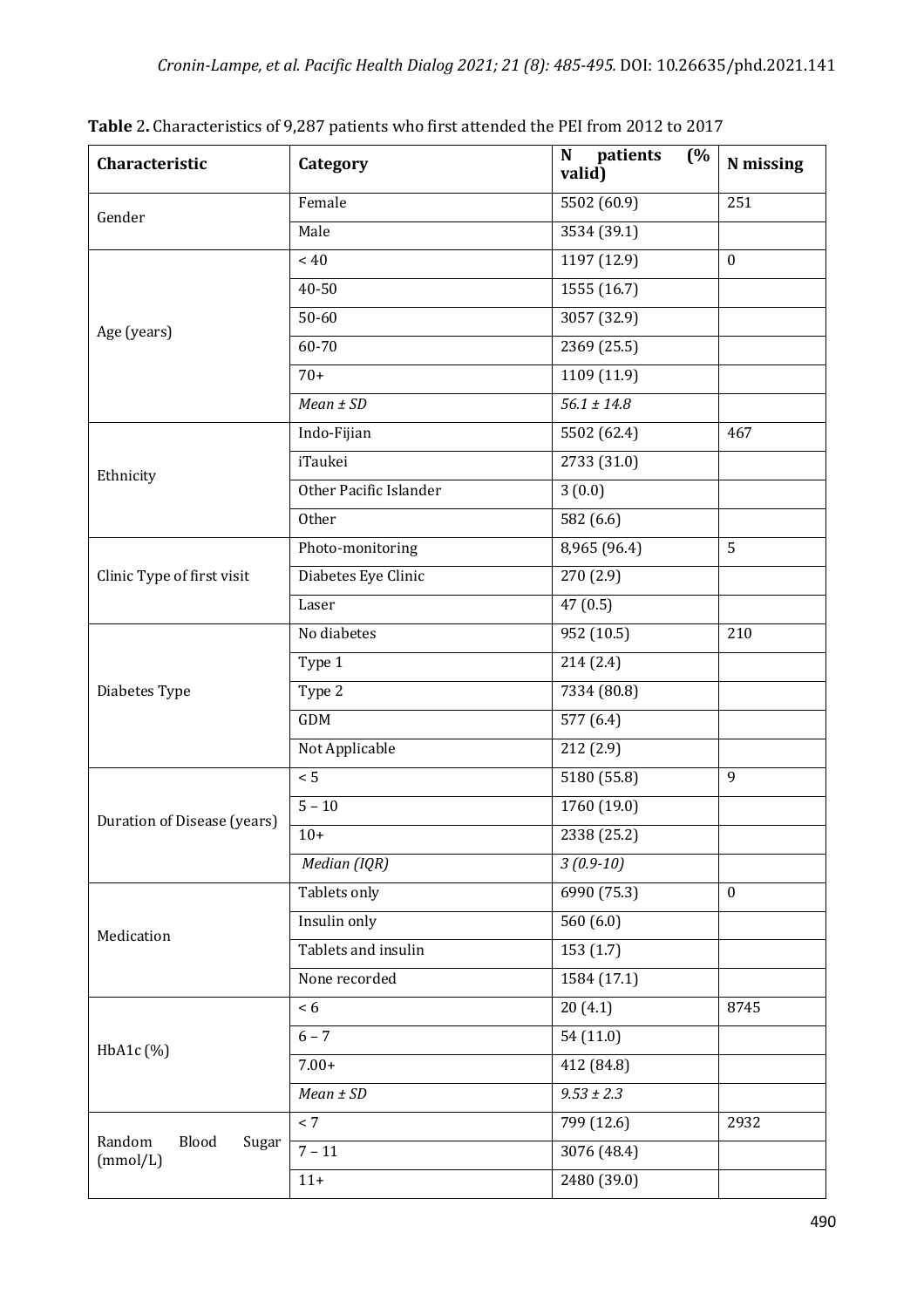**Table 2.** Characteristics of 9,287 patients who first attended the PEI from 2012 to 2017

| Characteristic | Category | N patients (% valid) | N missing |
|---|---|---|---|
| Gender | Female | 5502 (60.9) | 251 |
| | Male | 3534 (39.1) | |
| Age (years) | < 40 | 1197 (12.9) | 0 |
| | 40-50 | 1555 (16.7) | |
| | 50-60 | 3057 (32.9) | |
| | 60-70 | 2369 (25.5) | |
| | 70+ | 1109 (11.9) | |
| | *Mean ± SD* | *56.1 ± 14.8* | |
| Ethnicity | Indo-Fijian | 5502 (62.4) | 467 |
| | iTaukei | 2733 (31.0) | |
| | Other Pacific Islander | 3 (0.0) | |
| | Other | 582 (6.6) | |
| Clinic Type of first visit | Photo-monitoring | 8,965 (96.4) | 5 |
| | Diabetes Eye Clinic | 270 (2.9) | |
| | Laser | 47 (0.5) | |
| Diabetes Type | No diabetes | 952 (10.5) | 210 |
| | Type 1 | 214 (2.4) | |
| | Type 2 | 7334 (80.8) | |
| | GDM | 577 (6.4) | |
| | Not Applicable | 212 (2.9) | |
| Duration of Disease (years) | < 5 | 5180 (55.8) | 9 |
| | 5 – 10 | 1760 (19.0) | |
| | 10+ | 2338 (25.2) | |
| | *Median (IQR)* | *3 (0.9-10)* | |
| Medication | Tablets only | 6990 (75.3) | 0 |
| | Insulin only | 560 (6.0) | |
| | Tablets and insulin | 153 (1.7) | |
| | None recorded | 1584 (17.1) | |
| HbA1c (%) | < 6 | 20 (4.1) | 8745 |
| | 6 – 7 | 54 (11.0) | |
| | 7.00+ | 412 (84.8) | |
| | *Mean ± SD* | *9.53 ± 2.3* | |
| Random Blood Sugar (mmol/L) | < 7 | 799 (12.6) | 2932 |
| | 7 – 11 | 3076 (48.4) | |
| | 11+ | 2480 (39.0) | |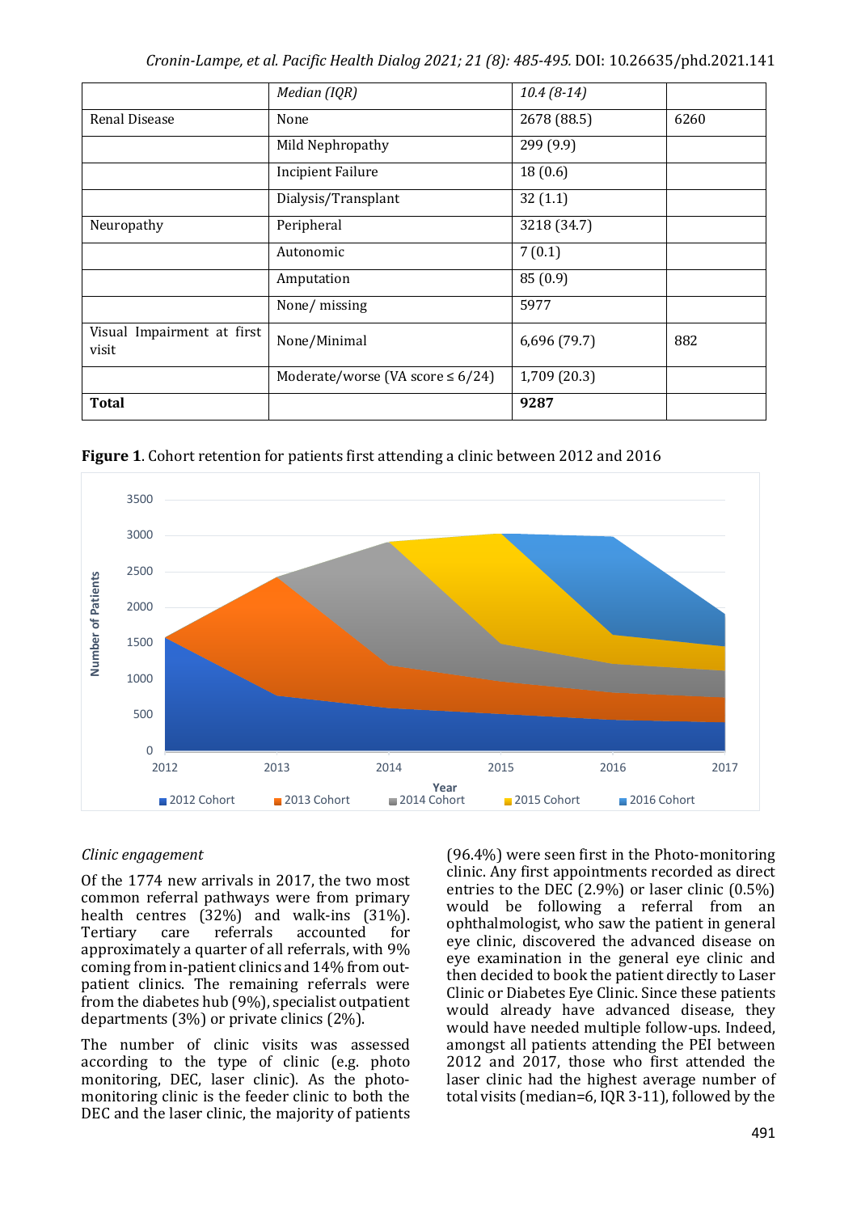|  | *Median (IQR)* | *10.4 (8-14)* |  |
|---|---|---|---|
| Renal Disease | None | 2678 (88.5) | 6260 |
|  | Mild Nephropathy | 299 (9.9) |  |
|  | Incipient Failure | 18 (0.6) |  |
|  | Dialysis/Transplant | 32 (1.1) |  |
| Neuropathy | Peripheral | 3218 (34.7) |  |
|  | Autonomic | 7 (0.1) |  |
|  | Amputation | 85 (0.9) |  |
|  | None/ missing | 5977 |  |
| Visual Impairment at first visit | None/Minimal | 6,696 (79.7) | 882 |
|  | Moderate/worse (VA score ≤ 6/24) | 1,709 (20.3) |  |
| **Total** |  | **9287** |  |

**Figure 1**. Cohort retention for patients first attending a clinic between 2012 and 2016

*Clinic engagement*

Of the 1774 new arrivals in 2017, the two most common referral pathways were from primary health centres (32%) and walk-ins (31%). Tertiary care referrals accounted for approximately a quarter of all referrals, with 9% coming from in-patient clinics and 14% from out-patient clinics. The remaining referrals were from the diabetes hub (9%), specialist outpatient departments (3%) or private clinics (2%).

The number of clinic visits was assessed according to the type of clinic (e.g. photo monitoring, DEC, laser clinic). As the photo-monitoring clinic is the feeder clinic to both the DEC and the laser clinic, the majority of patients (96.4%) were seen first in the Photo-monitoring clinic. Any first appointments recorded as direct entries to the DEC (2.9%) or laser clinic (0.5%) would be following a referral from an ophthalmologist, who saw the patient in general eye clinic, discovered the advanced disease on eye examination in the general eye clinic and then decided to book the patient directly to Laser Clinic or Diabetes Eye Clinic. Since these patients would already have advanced disease, they would have needed multiple follow-ups. Indeed, amongst all patients attending the PEI between 2012 and 2017, those who first attended the laser clinic had the highest average number of total visits (median=6, IQR 3-11), followed by the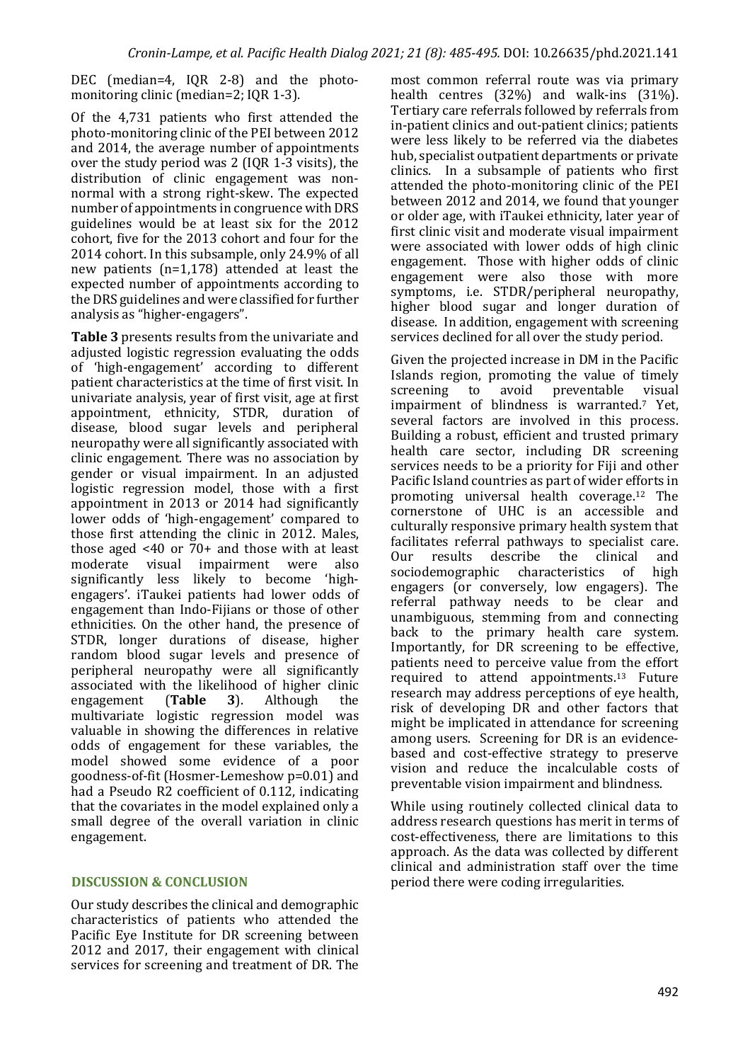DEC (median=4, IQR 2-8) and the photo-monitoring clinic (median=2; IQR 1-3).

Of the 4,731 patients who first attended the photo-monitoring clinic of the PEI between 2012 and 2014, the average number of appointments over the study period was 2 (IQR 1-3 visits), the distribution of clinic engagement was non-normal with a strong right-skew. The expected number of appointments in congruence with DRS guidelines would be at least six for the 2012 cohort, five for the 2013 cohort and four for the 2014 cohort. In this subsample, only 24.9% of all new patients (n=1,178) attended at least the expected number of appointments according to the DRS guidelines and were classified for further analysis as "higher-engagers".

**Table 3** presents results from the univariate and adjusted logistic regression evaluating the odds of 'high-engagement' according to different patient characteristics at the time of first visit. In univariate analysis, year of first visit, age at first appointment, ethnicity, STDR, duration of disease, blood sugar levels and peripheral neuropathy were all significantly associated with clinic engagement. There was no association by gender or visual impairment. In an adjusted logistic regression model, those with a first appointment in 2013 or 2014 had significantly lower odds of 'high-engagement' compared to those first attending the clinic in 2012. Males, those aged <40 or 70+ and those with at least moderate visual impairment were also significantly less likely to become 'high-engagers'. iTaukei patients had lower odds of engagement than Indo-Fijians or those of other ethnicities. On the other hand, the presence of STDR, longer durations of disease, higher random blood sugar levels and presence of peripheral neuropathy were all significantly associated with the likelihood of higher clinic engagement (**Table 3**). Although the multivariate logistic regression model was valuable in showing the differences in relative odds of engagement for these variables, the model showed some evidence of a poor goodness-of-fit (Hosmer-Lemeshow p=0.01) and had a Pseudo R2 coefficient of 0.112, indicating that the covariates in the model explained only a small degree of the overall variation in clinic engagement.

## DISCUSSION & CONCLUSION

Our study describes the clinical and demographic characteristics of patients who attended the Pacific Eye Institute for DR screening between 2012 and 2017, their engagement with clinical services for screening and treatment of DR. The most common referral route was via primary health centres (32%) and walk-ins (31%). Tertiary care referrals followed by referrals from in-patient clinics and out-patient clinics; patients were less likely to be referred via the diabetes hub, specialist outpatient departments or private clinics. In a subsample of patients who first attended the photo-monitoring clinic of the PEI between 2012 and 2014, we found that younger or older age, with iTaukei ethnicity, later year of first clinic visit and moderate visual impairment were associated with lower odds of high clinic engagement. Those with higher odds of clinic engagement were also those with more symptoms, i.e. STDR/peripheral neuropathy, higher blood sugar and longer duration of disease. In addition, engagement with screening services declined for all over the study period.

Given the projected increase in DM in the Pacific Islands region, promoting the value of timely screening to avoid preventable visual impairment of blindness is warranted.[7] Yet, several factors are involved in this process. Building a robust, efficient and trusted primary health care sector, including DR screening services needs to be a priority for Fiji and other Pacific Island countries as part of wider efforts in promoting universal health coverage.[12] The cornerstone of UHC is an accessible and culturally responsive primary health system that facilitates referral pathways to specialist care. Our results describe the clinical and sociodemographic characteristics of high engagers (or conversely, low engagers). The referral pathway needs to be clear and unambiguous, stemming from and connecting back to the primary health care system. Importantly, for DR screening to be effective, patients need to perceive value from the effort required to attend appointments.[13] Future research may address perceptions of eye health, risk of developing DR and other factors that might be implicated in attendance for screening among users. Screening for DR is an evidence-based and cost-effective strategy to preserve vision and reduce the incalculable costs of preventable vision impairment and blindness.

While using routinely collected clinical data to address research questions has merit in terms of cost-effectiveness, there are limitations to this approach. As the data was collected by different clinical and administration staff over the time period there were coding irregularities.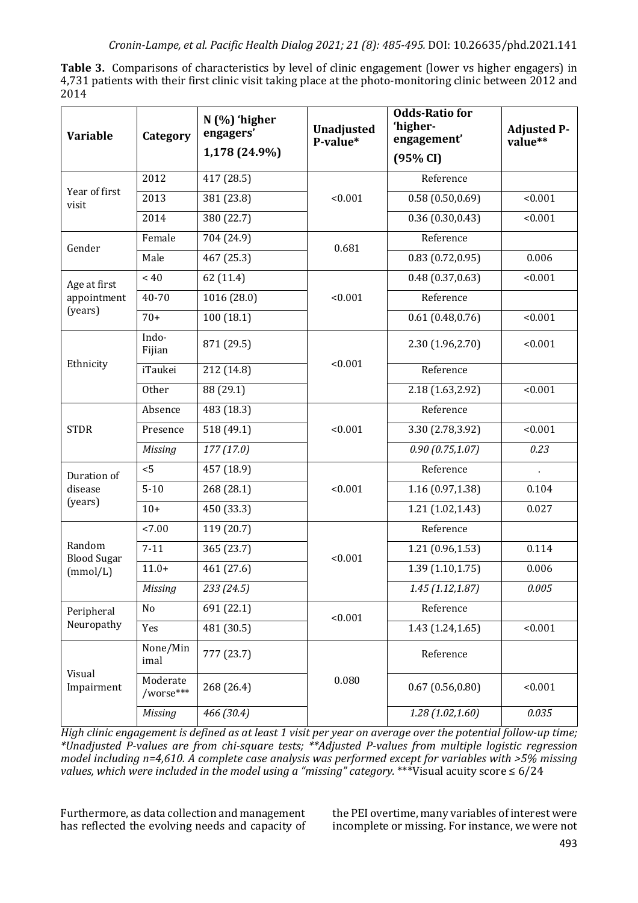**Table 3.** Comparisons of characteristics by level of clinic engagement (lower vs higher engagers) in 4,731 patients with their first clinic visit taking place at the photo-monitoring clinic between 2012 and 2014

| Variable | Category | N (%) 'higher engagers' 1,178 (24.9%) | Unadjusted P-value* | Odds-Ratio for 'higher-engagement' (95% CI) | Adjusted P-value** |
|---|---|---|---|---|---|
| Year of first visit | 2012 | 417 (28.5) | <0.001 | Reference | |
| | 2013 | 381 (23.8) | | 0.58 (0.50,0.69) | <0.001 |
| | 2014 | 380 (22.7) | | 0.36 (0.30,0.43) | <0.001 |
| Gender | Female | 704 (24.9) | 0.681 | Reference | |
| | Male | 467 (25.3) | | 0.83 (0.72,0.95) | 0.006 |
| Age at first appointment (years) | < 40 | 62 (11.4) | <0.001 | 0.48 (0.37,0.63) | <0.001 |
| | 40-70 | 1016 (28.0) | | Reference | |
| | 70+ | 100 (18.1) | | 0.61 (0.48,0.76) | <0.001 |
| Ethnicity | Indo-Fijian | 871 (29.5) | <0.001 | 2.30 (1.96,2.70) | <0.001 |
| | iTaukei | 212 (14.8) | | Reference | |
| | Other | 88 (29.1) | | 2.18 (1.63,2.92) | <0.001 |
| STDR | Absence | 483 (18.3) | <0.001 | Reference | |
| | Presence | 518 (49.1) | | 3.30 (2.78,3.92) | <0.001 |
| | *Missing* | *177 (17.0)* | | *0.90 (0.75,1.07)* | *0.23* |
| Duration of disease (years) | <5 | 457 (18.9) | <0.001 | Reference | . |
| | 5-10 | 268 (28.1) | | 1.16 (0.97,1.38) | 0.104 |
| | 10+ | 450 (33.3) | | 1.21 (1.02,1.43) | 0.027 |
| Random Blood Sugar (mmol/L) | <7.00 | 119 (20.7) | <0.001 | Reference | |
| | 7-11 | 365 (23.7) | | 1.21 (0.96,1.53) | 0.114 |
| | 11.0+ | 461 (27.6) | | 1.39 (1.10,1.75) | 0.006 |
| | *Missing* | *233 (24.5)* | | *1.45 (1.12,1.87)* | *0.005* |
| Peripheral Neuropathy | No | 691 (22.1) | <0.001 | Reference | |
| | Yes | 481 (30.5) | | 1.43 (1.24,1.65) | <0.001 |
| Visual Impairment | None/Minimal | 777 (23.7) | 0.080 | Reference | |
| | Moderate /worse*** | 268 (26.4) | | 0.67 (0.56,0.80) | <0.001 |
| | *Missing* | *466 (30.4)* | | *1.28 (1.02,1.60)* | *0.035* |

*High clinic engagement is defined as at least 1 visit per year on average over the potential follow-up time; *Unadjusted P-values are from chi-square tests; **Adjusted P-values from multiple logistic regression model including n=4,610. A complete case analysis was performed except for variables with >5% missing values, which were included in the model using a "missing" category.* ***Visual acuity score ≤ 6/24

Furthermore, as data collection and management has reflected the evolving needs and capacity of the PEI overtime, many variables of interest were incomplete or missing. For instance, we were not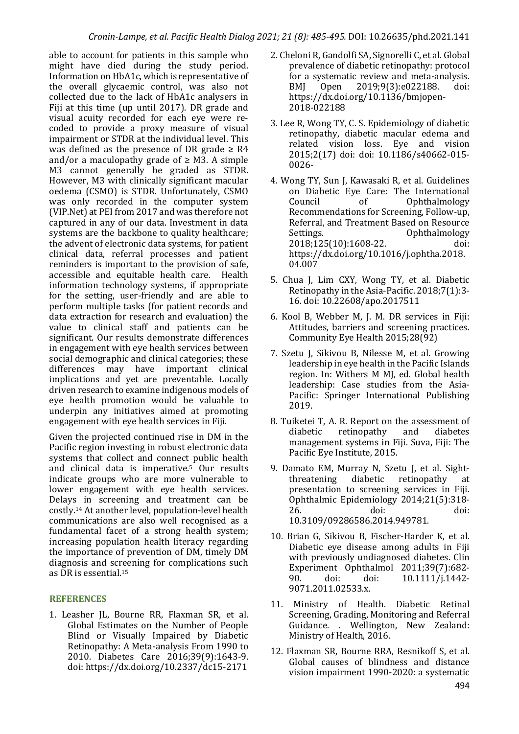able to account for patients in this sample who might have died during the study period. Information on HbA1c, which is representative of the overall glycaemic control, was also not collected due to the lack of HbA1c analysers in Fiji at this time (up until 2017). DR grade and visual acuity recorded for each eye were re-coded to provide a proxy measure of visual impairment or STDR at the individual level. This was defined as the presence of DR grade ≥ R4 and/or a maculopathy grade of ≥ M3. A simple M3 cannot generally be graded as STDR. However, M3 with clinically significant macular oedema (CSMO) is STDR. Unfortunately, CSMO was only recorded in the computer system (VIP.Net) at PEI from 2017 and was therefore not captured in any of our data. Investment in data systems are the backbone to quality healthcare; the advent of electronic data systems, for patient clinical data, referral processes and patient reminders is important to the provision of safe, accessible and equitable health care. Health information technology systems, if appropriate for the setting, user-friendly and are able to perform multiple tasks (for patient records and data extraction for research and evaluation) the value to clinical staff and patients can be significant. Our results demonstrate differences in engagement with eye health services between social demographic and clinical categories; these differences may have important clinical implications and yet are preventable. Locally driven research to examine indigenous models of eye health promotion would be valuable to underpin any initiatives aimed at promoting engagement with eye health services in Fiji.

Given the projected continued rise in DM in the Pacific region investing in robust electronic data systems that collect and connect public health and clinical data is imperative.[5] Our results indicate groups who are more vulnerable to lower engagement with eye health services. Delays in screening and treatment can be costly.[14] At another level, population-level health communications are also well recognised as a fundamental facet of a strong health system; increasing population health literacy regarding the importance of prevention of DM, timely DM diagnosis and screening for complications such as DR is essential.[15]

## REFERENCES

1. Leasher JL, Bourne RR, Flaxman SR, et al. Global Estimates on the Number of People Blind or Visually Impaired by Diabetic Retinopathy: A Meta-analysis From 1990 to 2010. Diabetes Care 2016;39(9):1643-9. doi: https://dx.doi.org/10.2337/dc15-2171
2. Cheloni R, Gandolfi SA, Signorelli C, et al. Global prevalence of diabetic retinopathy: protocol for a systematic review and meta-analysis. BMJ Open 2019;9(3):e022188. doi: https://dx.doi.org/10.1136/bmjopen-2018-022188
3. Lee R, Wong TY, C. S. Epidemiology of diabetic retinopathy, diabetic macular edema and related vision loss. Eye and vision 2015;2(17) doi: doi: 10.1186/s40662-015-0026-
4. Wong TY, Sun J, Kawasaki R, et al. Guidelines on Diabetic Eye Care: The International Council of Ophthalmology Recommendations for Screening, Follow-up, Referral, and Treatment Based on Resource Settings. Ophthalmology 2018;125(10):1608-22. doi: https://dx.doi.org/10.1016/j.ophtha.2018.04.007
5. Chua J, Lim CXY, Wong TY, et al. Diabetic Retinopathy in the Asia-Pacific. 2018;7(1):3-16. doi: 10.22608/apo.2017511
6. Kool B, Webber M, J. M. DR services in Fiji: Attitudes, barriers and screening practices. Community Eye Health 2015;28(92)
7. Szetu J, Sikivou B, Nilesse M, et al. Growing leadership in eye health in the Pacific Islands region. In: Withers M MJ, ed. Global health leadership: Case studies from the Asia-Pacific: Springer International Publishing 2019.
8. Tuiketei T, A. R. Report on the assessment of diabetic retinopathy and diabetes management systems in Fiji. Suva, Fiji: The Pacific Eye Institute, 2015.
9. Damato EM, Murray N, Szetu J, et al. Sight-threatening diabetic retinopathy at presentation to screening services in Fiji. Ophthalmic Epidemiology 2014;21(5):318-26. doi: doi: 10.3109/09286586.2014.949781.
10. Brian G, Sikivou B, Fischer-Harder K, et al. Diabetic eye disease among adults in Fiji with previously undiagnosed diabetes. Clin Experiment Ophthalmol 2011;39(7):682-90. doi: doi: 10.1111/j.1442-9071.2011.02533.x.
11. Ministry of Health. Diabetic Retinal Screening, Grading, Monitoring and Referral Guidance. . Wellington, New Zealand: Ministry of Health, 2016.
12. Flaxman SR, Bourne RRA, Resnikoff S, et al. Global causes of blindness and distance vision impairment 1990-2020: a systematic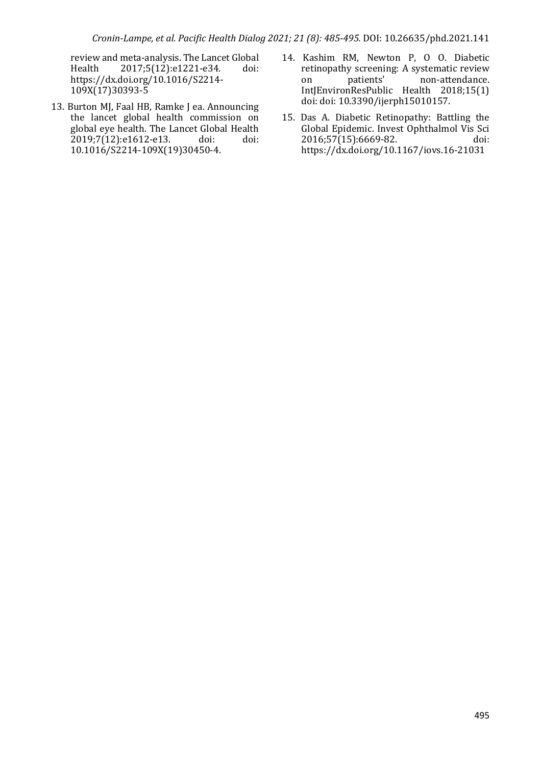review and meta-analysis. The Lancet Global Health 2017;5(12):e1221-e34. doi: https://dx.doi.org/10.1016/S2214-109X(17)30393-5

13. Burton MJ, Faal HB, Ramke J ea. Announcing the lancet global health commission on global eye health. The Lancet Global Health 2019;7(12):e1612-e13. doi: doi: 10.1016/S2214-109X(19)30450-4.

14. Kashim RM, Newton P, O O. Diabetic retinopathy screening: A systematic review on patients' non-attendance. IntJEnvironResPublic Health 2018;15(1) doi: doi: 10.3390/ijerph15010157.

15. Das A. Diabetic Retinopathy: Battling the Global Epidemic. Invest Ophthalmol Vis Sci 2016;57(15):6669-82. doi: https://dx.doi.org/10.1167/iovs.16-21031